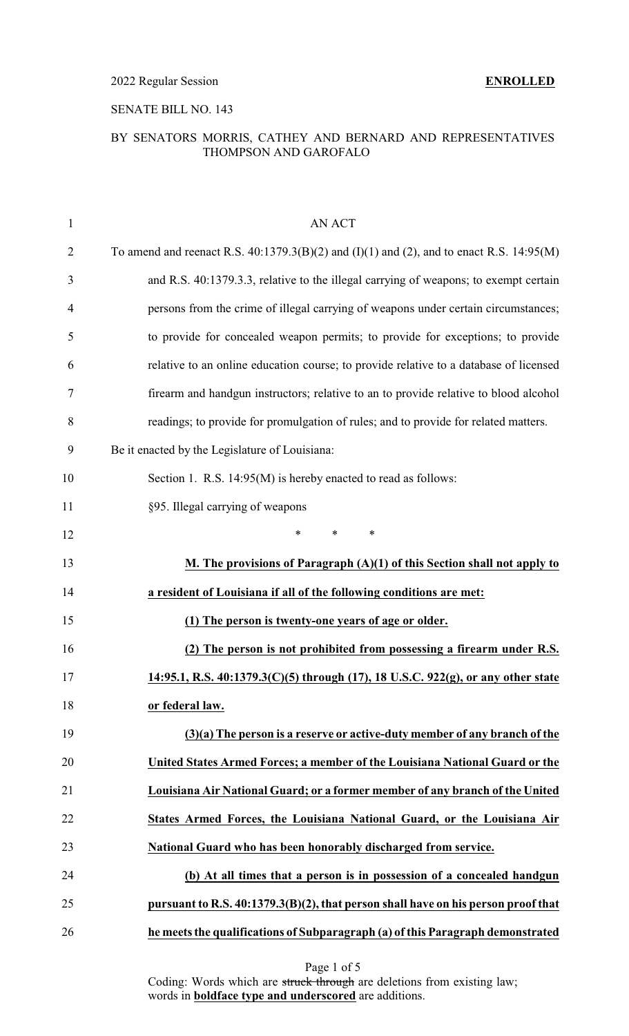2022 Regular Session **ENROLLED**

SENATE BILL NO. 143

BY SENATORS MORRIS, CATHEY AND BERNARD AND REPRESENTATIVES THOMPSON AND GAROFALO

AN ACT

To amend and reenact R.S. 40:1379.3(B)(2) and (I)(1) and (2), and to enact R.S. 14:95(M) and R.S. 40:1379.3.3, relative to the illegal carrying of weapons; to exempt certain persons from the crime of illegal carrying of weapons under certain circumstances; to provide for concealed weapon permits; to provide for exceptions; to provide relative to an online education course; to provide relative to a database of licensed firearm and handgun instructors; relative to an to provide relative to blood alcohol readings; to provide for promulgation of rules; and to provide for related matters.

Be it enacted by the Legislature of Louisiana:

Section 1. R.S. 14:95(M) is hereby enacted to read as follows:

§95. Illegal carrying of weapons

\* \* \*

**M. The provisions of Paragraph (A)(1) of this Section shall not apply to a resident of Louisiana if all of the following conditions are met:**

**(1) The person is twenty-one years of age or older.**

**(2) The person is not prohibited from possessing a firearm under R.S. 14:95.1, R.S. 40:1379.3(C)(5) through (17), 18 U.S.C. 922(g), or any other state or federal law.**

**(3)(a) The person is a reserve or active-duty member of any branch of the United States Armed Forces; a member of the Louisiana National Guard or the Louisiana Air National Guard; or a former member of any branch of the United States Armed Forces, the Louisiana National Guard, or the Louisiana Air National Guard who has been honorably discharged from service.**

**(b) At all times that a person is in possession of a concealed handgun pursuant to R.S. 40:1379.3(B)(2), that person shall have on his person proof that he meets the qualifications of Subparagraph (a) of this Paragraph demonstrated**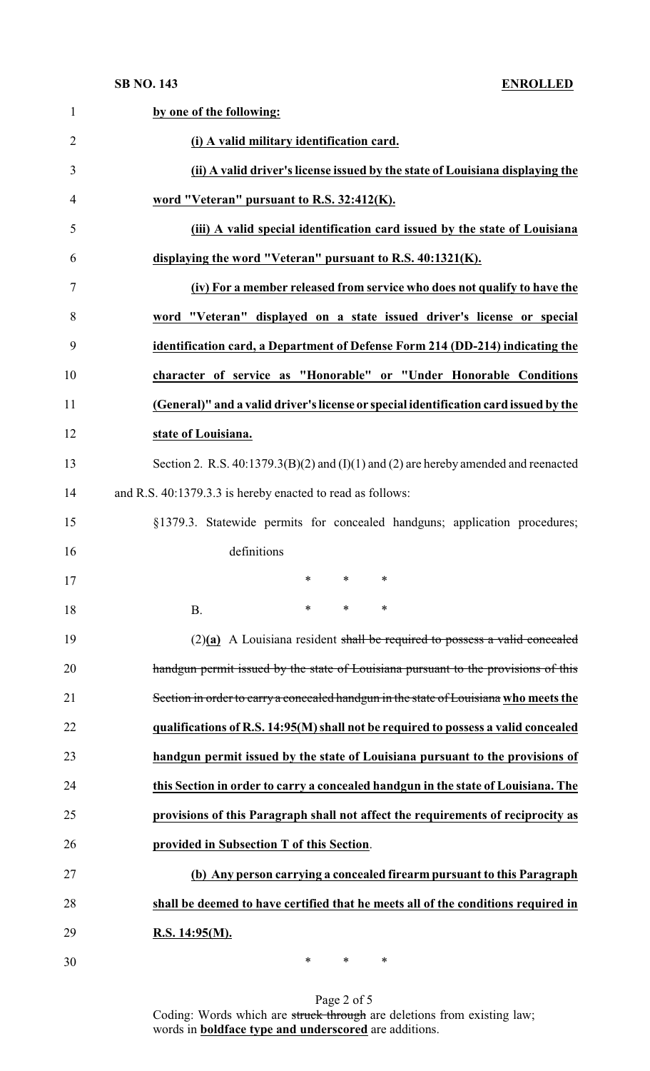**by one of the following:**

**(i) A valid military identification card.**

**(ii) A valid driver's license issued by the state of Louisiana displaying the word "Veteran" pursuant to R.S. 32:412(K).**

**(iii) A valid special identification card issued by the state of Louisiana displaying the word "Veteran" pursuant to R.S. 40:1321(K).**

**(iv) For a member released from service who does not qualify to have the word "Veteran" displayed on a state issued driver's license or special identification card, a Department of Defense Form 214 (DD-214) indicating the character of service as "Honorable" or "Under Honorable Conditions (General)" and a valid driver's license or special identification card issued by the state of Louisiana.**

Section 2. R.S. 40:1379.3(B)(2) and (I)(1) and (2) are hereby amended and reenacted and R.S. 40:1379.3.3 is hereby enacted to read as follows:

§1379.3. Statewide permits for concealed handguns; application procedures; definitions

\* \* \*

B. \* \* \*

(2)**(a)** A Louisiana resident ~~shall be required to possess a valid concealed handgun permit issued by the state of Louisiana pursuant to the provisions of this Section in order to carry a concealed handgun in the state of Louisiana~~ **who meets the qualifications of R.S. 14:95(M) shall not be required to possess a valid concealed handgun permit issued by the state of Louisiana pursuant to the provisions of this Section in order to carry a concealed handgun in the state of Louisiana. The provisions of this Paragraph shall not affect the requirements of reciprocity as provided in Subsection T of this Section**.

**(b) Any person carrying a concealed firearm pursuant to this Paragraph shall be deemed to have certified that he meets all of the conditions required in R.S. 14:95(M).**

\* \* \*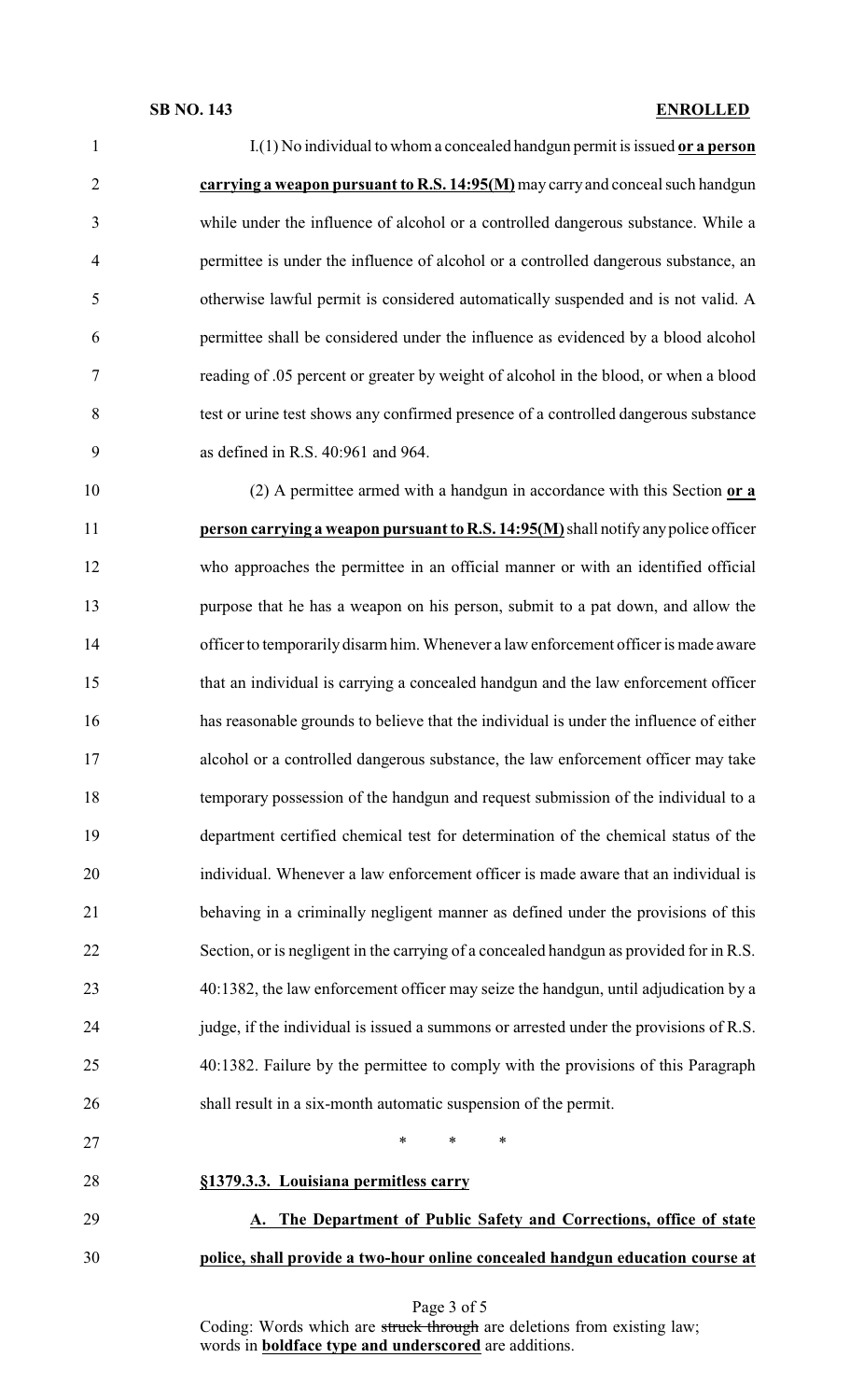I.(1) No individual to whom a concealed handgun permit is issued **or a person carrying a weapon pursuant to R.S. 14:95(M)** may carry and conceal such handgun while under the influence of alcohol or a controlled dangerous substance. While a permittee is under the influence of alcohol or a controlled dangerous substance, an otherwise lawful permit is considered automatically suspended and is not valid. A permittee shall be considered under the influence as evidenced by a blood alcohol reading of .05 percent or greater by weight of alcohol in the blood, or when a blood test or urine test shows any confirmed presence of a controlled dangerous substance as defined in R.S. 40:961 and 964.

(2) A permittee armed with a handgun in accordance with this Section **or a person carrying a weapon pursuant to R.S. 14:95(M)** shall notify any police officer who approaches the permittee in an official manner or with an identified official purpose that he has a weapon on his person, submit to a pat down, and allow the officer to temporarily disarm him. Whenever a law enforcement officer is made aware that an individual is carrying a concealed handgun and the law enforcement officer has reasonable grounds to believe that the individual is under the influence of either alcohol or a controlled dangerous substance, the law enforcement officer may take temporary possession of the handgun and request submission of the individual to a department certified chemical test for determination of the chemical status of the individual. Whenever a law enforcement officer is made aware that an individual is behaving in a criminally negligent manner as defined under the provisions of this Section, or is negligent in the carrying of a concealed handgun as provided for in R.S. 40:1382, the law enforcement officer may seize the handgun, until adjudication by a judge, if the individual is issued a summons or arrested under the provisions of R.S. 40:1382. Failure by the permittee to comply with the provisions of this Paragraph shall result in a six-month automatic suspension of the permit.

\* \* \*

**§1379.3.3. Louisiana permitless carry**

**A. The Department of Public Safety and Corrections, office of state police, shall provide a two-hour online concealed handgun education course at**

Coding: Words which are ~~struck through~~ are deletions from existing law; words in **boldface type and underscored** are additions.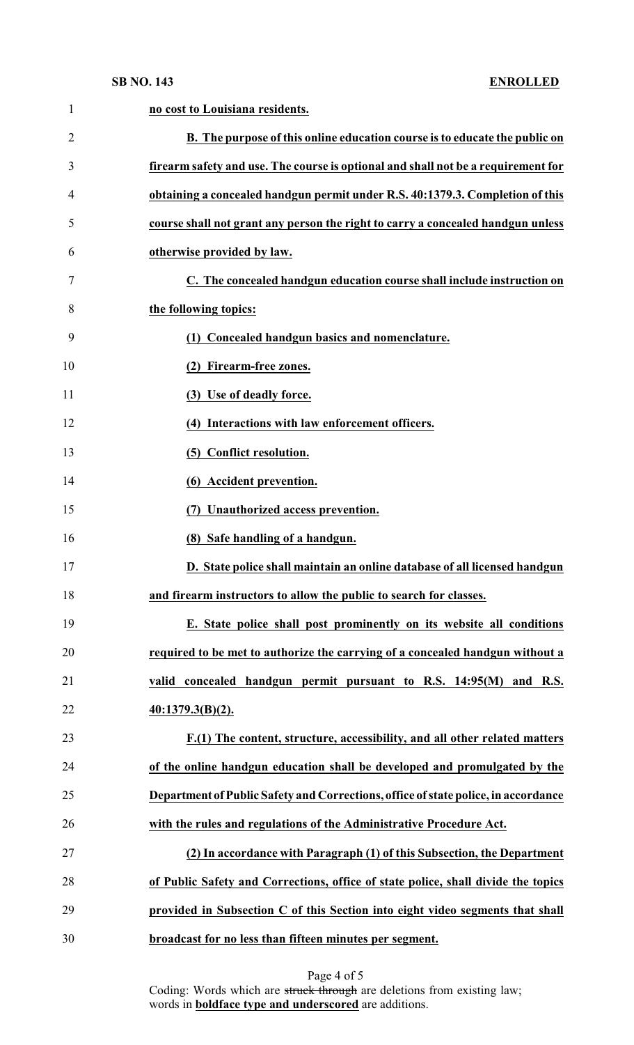**no cost to Louisiana residents.**

**B. The purpose of this online education course is to educate the public on firearm safety and use. The course is optional and shall not be a requirement for obtaining a concealed handgun permit under R.S. 40:1379.3. Completion of this course shall not grant any person the right to carry a concealed handgun unless otherwise provided by law.**

**C. The concealed handgun education course shall include instruction on the following topics:**

**(1) Concealed handgun basics and nomenclature.**

**(2) Firearm-free zones.**

**(3) Use of deadly force.**

**(4) Interactions with law enforcement officers.**

**(5) Conflict resolution.**

**(6) Accident prevention.**

**(7) Unauthorized access prevention.**

**(8) Safe handling of a handgun.**

**D. State police shall maintain an online database of all licensed handgun and firearm instructors to allow the public to search for classes.**

**E. State police shall post prominently on its website all conditions required to be met to authorize the carrying of a concealed handgun without a valid concealed handgun permit pursuant to R.S. 14:95(M) and R.S. 40:1379.3(B)(2).**

**F.(1) The content, structure, accessibility, and all other related matters of the online handgun education shall be developed and promulgated by the Department of Public Safety and Corrections, office of state police, in accordance with the rules and regulations of the Administrative Procedure Act.**

**(2) In accordance with Paragraph (1) of this Subsection, the Department of Public Safety and Corrections, office of state police, shall divide the topics provided in Subsection C of this Section into eight video segments that shall broadcast for no less than fifteen minutes per segment.**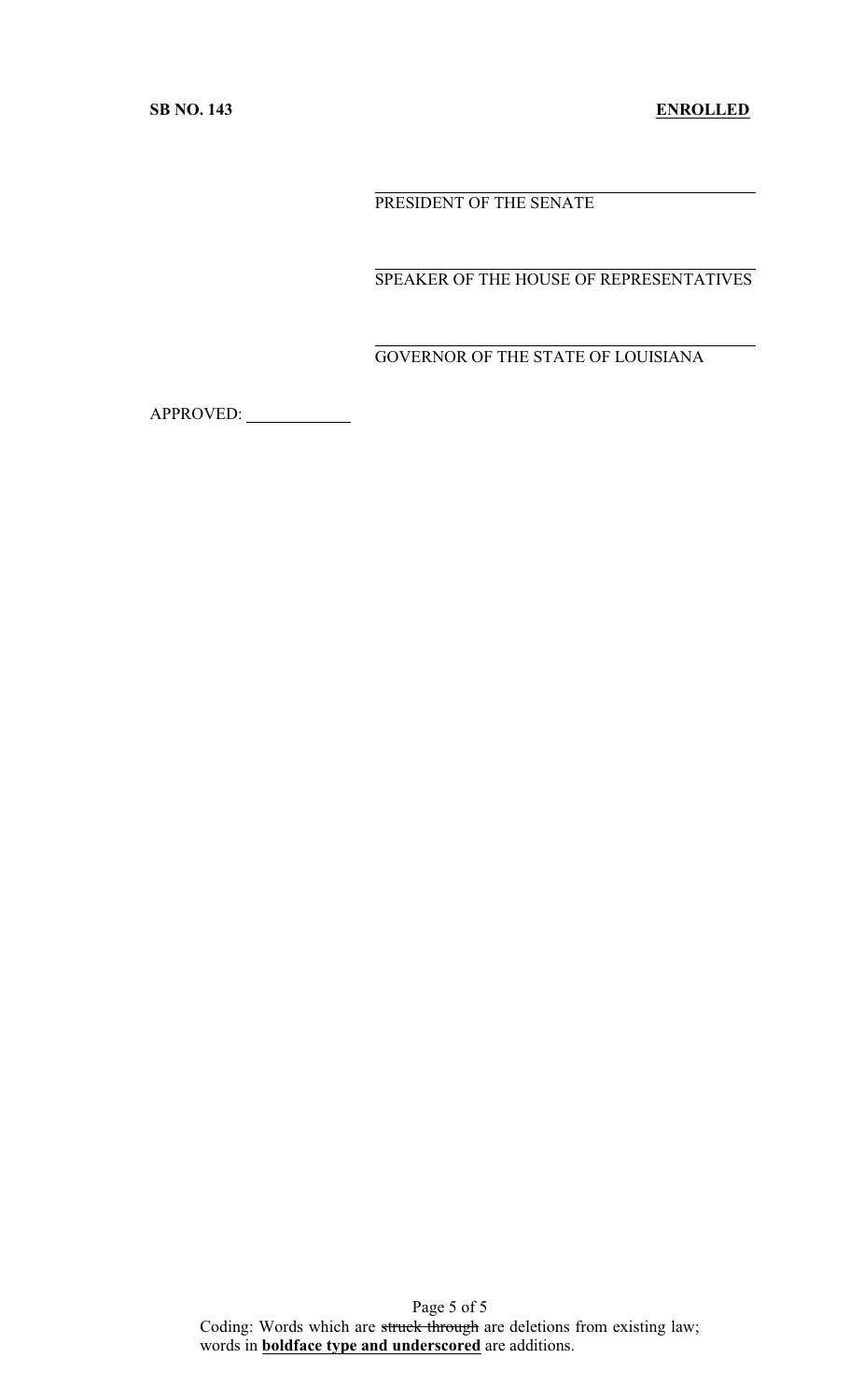PRESIDENT OF THE SENATE

SPEAKER OF THE HOUSE OF REPRESENTATIVES

GOVERNOR OF THE STATE OF LOUISIANA

APPROVED: \_\_\_\_\_\_\_\_\_\_\_\_

Coding: Words which are ~~struck through~~ are deletions from existing law; words in **boldface type and underscored** are additions.